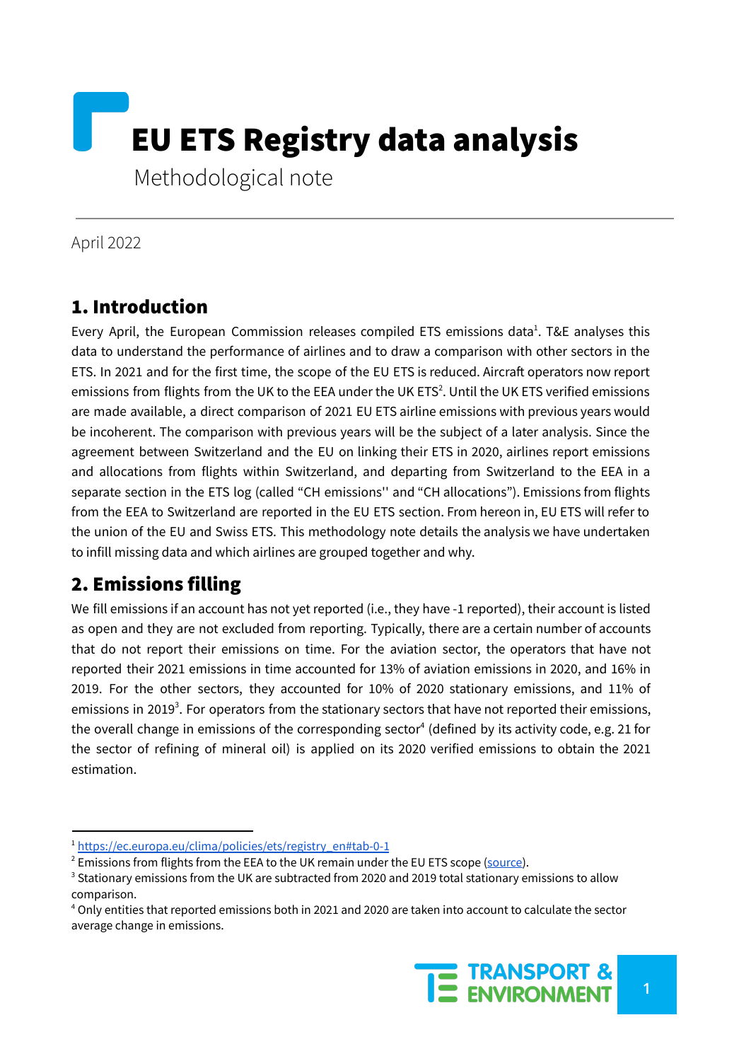# EU ETS Registry data analysis

Methodological note

April 2022

## 1. Introduction

Every April, the European Commission releases compiled ETS emissions data[1]. T&E analyses this data to understand the performance of airlines and to draw a comparison with other sectors in the ETS. In 2021 and for the first time, the scope of the EU ETS is reduced. Aircraft operators now report emissions from flights from the UK to the EEA under the UK ETS[2]. Until the UK ETS verified emissions are made available, a direct comparison of 2021 EU ETS airline emissions with previous years would be incoherent. The comparison with previous years will be the subject of a later analysis. Since the agreement between Switzerland and the EU on linking their ETS in 2020, airlines report emissions and allocations from flights within Switzerland, and departing from Switzerland to the EEA in a separate section in the ETS log (called "CH emissions'' and "CH allocations"). Emissions from flights from the EEA to Switzerland are reported in the EU ETS section. From hereon in, EU ETS will refer to the union of the EU and Swiss ETS. This methodology note details the analysis we have undertaken to infill missing data and which airlines are grouped together and why.

## 2. Emissions filling

We fill emissions if an account has not yet reported (i.e., they have -1 reported), their account is listed as open and they are not excluded from reporting. Typically, there are a certain number of accounts that do not report their emissions on time. For the aviation sector, the operators that have not reported their 2021 emissions in time accounted for 13% of aviation emissions in 2020, and 16% in 2019. For the other sectors, they accounted for 10% of 2020 stationary emissions, and 11% of emissions in 2019[3]. For operators from the stationary sectors that have not reported their emissions, the overall change in emissions of the corresponding sector[4] (defined by its activity code, e.g. 21 for the sector of refining of mineral oil) is applied on its 2020 verified emissions to obtain the 2021 estimation.

---

[1] https://ec.europa.eu/clima/policies/ets/registry_en#tab-0-1

[2] Emissions from flights from the EEA to the UK remain under the EU ETS scope (source).

[3] Stationary emissions from the UK are subtracted from 2020 and 2019 total stationary emissions to allow comparison.

[4] Only entities that reported emissions both in 2021 and 2020 are taken into account to calculate the sector average change in emissions.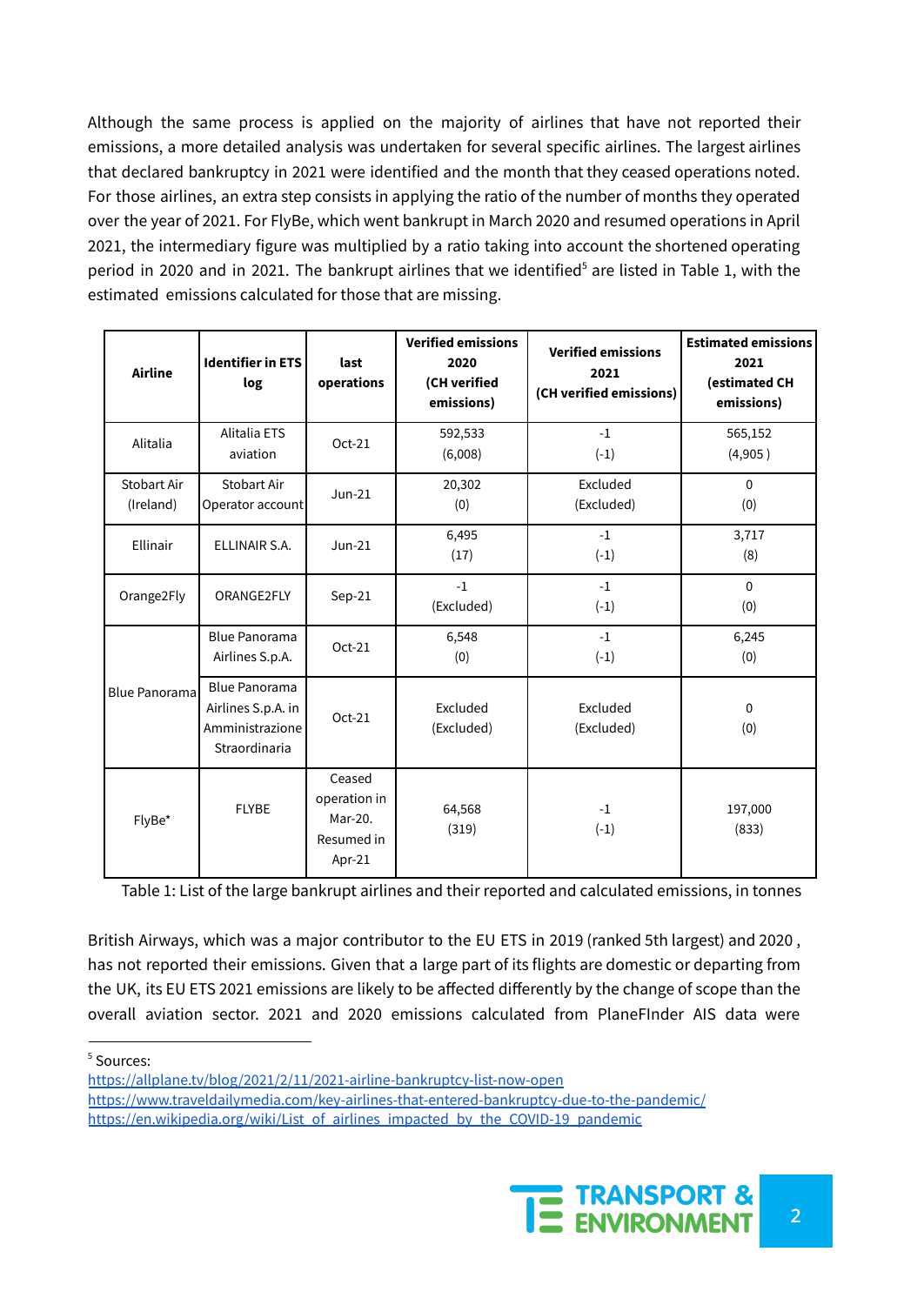Although the same process is applied on the majority of airlines that have not reported their emissions, a more detailed analysis was undertaken for several specific airlines. The largest airlines that declared bankruptcy in 2021 were identified and the month that they ceased operations noted. For those airlines, an extra step consists in applying the ratio of the number of months they operated over the year of 2021. For FlyBe, which went bankrupt in March 2020 and resumed operations in April 2021, the intermediary figure was multiplied by a ratio taking into account the shortened operating period in 2020 and in 2021. The bankrupt airlines that we identified[5] are listed in Table 1, with the estimated emissions calculated for those that are missing.

| Airline | Identifier in ETS log | last operations | Verified emissions 2020 (CH verified emissions) | Verified emissions 2021 (CH verified emissions) | Estimated emissions 2021 (estimated CH emissions) |
|---|---|---|---|---|---|
| Alitalia | Alitalia ETS aviation | Oct-21 | 592,533 (6,008) | -1 (-1) | 565,152 (4,905 ) |
| Stobart Air (Ireland) | Stobart Air Operator account | Jun-21 | 20,302 (0) | Excluded (Excluded) | 0 (0) |
| Ellinair | ELLINAIR S.A. | Jun-21 | 6,495 (17) | -1 (-1) | 3,717 (8) |
| Orange2Fly | ORANGE2FLY | Sep-21 | -1 (Excluded) | -1 (-1) | 0 (0) |
| Blue Panorama | Blue Panorama Airlines S.p.A. | Oct-21 | 6,548 (0) | -1 (-1) | 6,245 (0) |
| | Blue Panorama Airlines S.p.A. in Amministrazione Straordinaria | Oct-21 | Excluded (Excluded) | Excluded (Excluded) | 0 (0) |
| FlyBe* | FLYBE | Ceased operation in Mar-20. Resumed in Apr-21 | 64,568 (319) | -1 (-1) | 197,000 (833) |

Table 1: List of the large bankrupt airlines and their reported and calculated emissions, in tonnes

British Airways, which was a major contributor to the EU ETS in 2019 (ranked 5th largest) and 2020 , has not reported their emissions. Given that a large part of its flights are domestic or departing from the UK, its EU ETS 2021 emissions are likely to be affected differently by the change of scope than the overall aviation sector. 2021 and 2020 emissions calculated from PlaneFInder AIS data were

[5] Sources:
https://allplane.tv/blog/2021/2/11/2021-airline-bankruptcy-list-now-open
https://www.traveldailymedia.com/key-airlines-that-entered-bankruptcy-due-to-the-pandemic/
https://en.wikipedia.org/wiki/List_of_airlines_impacted_by_the_COVID-19_pandemic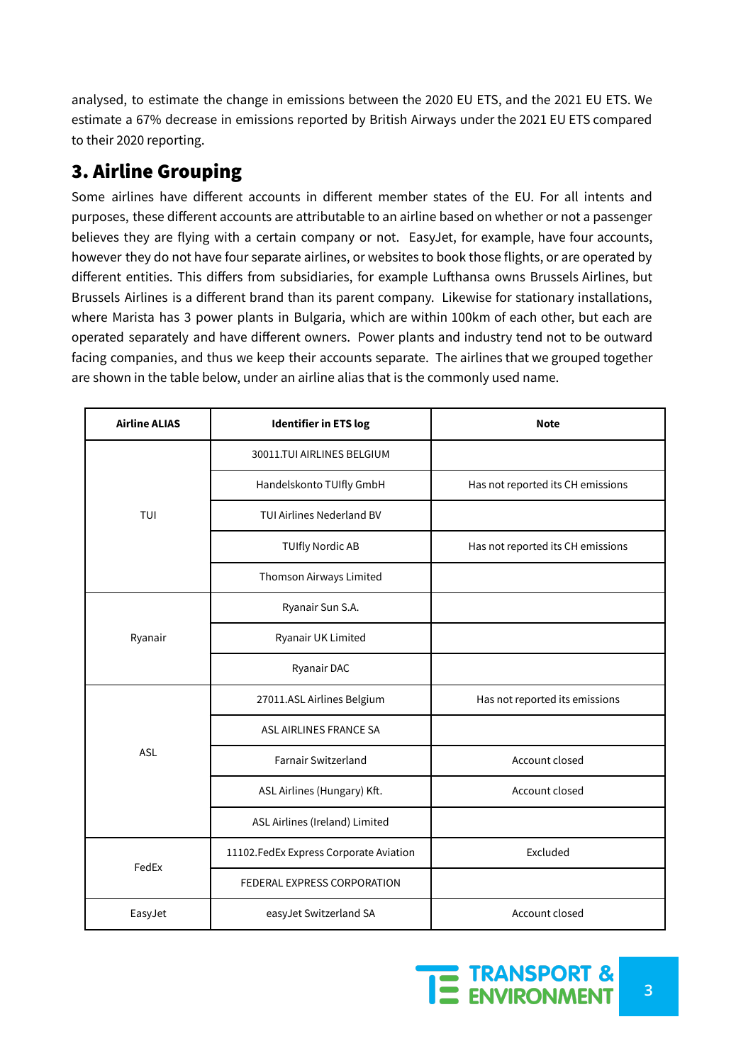analysed, to estimate the change in emissions between the 2020 EU ETS, and the 2021 EU ETS. We estimate a 67% decrease in emissions reported by British Airways under the 2021 EU ETS compared to their 2020 reporting.

## 3. Airline Grouping

Some airlines have different accounts in different member states of the EU. For all intents and purposes, these different accounts are attributable to an airline based on whether or not a passenger believes they are flying with a certain company or not. EasyJet, for example, have four accounts, however they do not have four separate airlines, or websites to book those flights, or are operated by different entities. This differs from subsidiaries, for example Lufthansa owns Brussels Airlines, but Brussels Airlines is a different brand than its parent company. Likewise for stationary installations, where Marista has 3 power plants in Bulgaria, which are within 100km of each other, but each are operated separately and have different owners. Power plants and industry tend not to be outward facing companies, and thus we keep their accounts separate. The airlines that we grouped together are shown in the table below, under an airline alias that is the commonly used name.

| Airline ALIAS | Identifier in ETS log | Note |
|---|---|---|
| TUI | 30011.TUI AIRLINES BELGIUM | |
| | Handelskonto TUIfly GmbH | Has not reported its CH emissions |
| | TUI Airlines Nederland BV | |
| | TUIfly Nordic AB | Has not reported its CH emissions |
| | Thomson Airways Limited | |
| Ryanair | Ryanair Sun S.A. | |
| | Ryanair UK Limited | |
| | Ryanair DAC | |
| ASL | 27011.ASL Airlines Belgium | Has not reported its emissions |
| | ASL AIRLINES FRANCE SA | |
| | Farnair Switzerland | Account closed |
| | ASL Airlines (Hungary) Kft. | Account closed |
| | ASL Airlines (Ireland) Limited | |
| FedEx | 11102.FedEx Express Corporate Aviation | Excluded |
| | FEDERAL EXPRESS CORPORATION | |
| EasyJet | easyJet Switzerland SA | Account closed |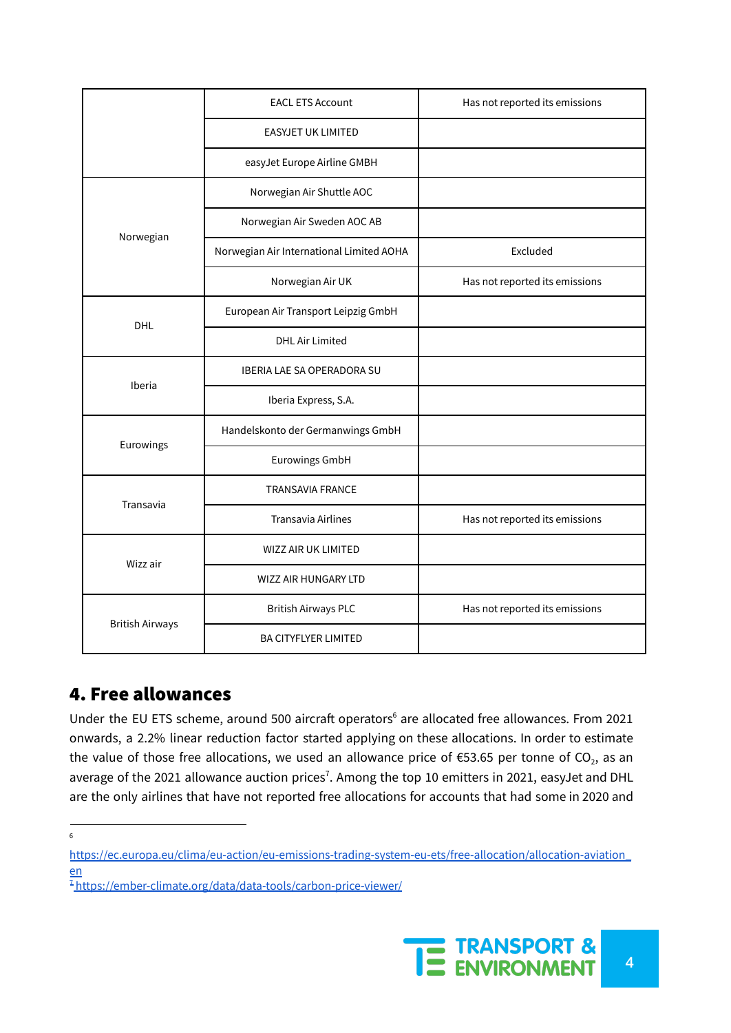| | | |
|---|---|---|
| | EACL ETS Account | Has not reported its emissions |
| | EASYJET UK LIMITED | |
| | easyJet Europe Airline GMBH | |
| Norwegian | Norwegian Air Shuttle AOC | |
| | Norwegian Air Sweden AOC AB | |
| | Norwegian Air International Limited AOHA | Excluded |
| | Norwegian Air UK | Has not reported its emissions |
| DHL | European Air Transport Leipzig GmbH | |
| | DHL Air Limited | |
| Iberia | IBERIA LAE SA OPERADORA SU | |
| | Iberia Express, S.A. | |
| Eurowings | Handelskonto der Germanwings GmbH | |
| | Eurowings GmbH | |
| Transavia | TRANSAVIA FRANCE | |
| | Transavia Airlines | Has not reported its emissions |
| Wizz air | WIZZ AIR UK LIMITED | |
| | WIZZ AIR HUNGARY LTD | |
| British Airways | British Airways PLC | Has not reported its emissions |
| | BA CITYFLYER LIMITED | |

## 4. Free allowances

Under the EU ETS scheme, around 500 aircraft operators[6] are allocated free allowances. From 2021 onwards, a 2.2% linear reduction factor started applying on these allocations. In order to estimate the value of those free allocations, we used an allowance price of €53.65 per tonne of $CO_2$, as an average of the 2021 allowance auction prices[7]. Among the top 10 emitters in 2021, easyJet and DHL are the only airlines that have not reported free allocations for accounts that had some in 2020 and

---

[6] https://ec.europa.eu/clima/eu-action/eu-emissions-trading-system-eu-ets/free-allocation/allocation-aviation_en

[7] https://ember-climate.org/data/data-tools/carbon-price-viewer/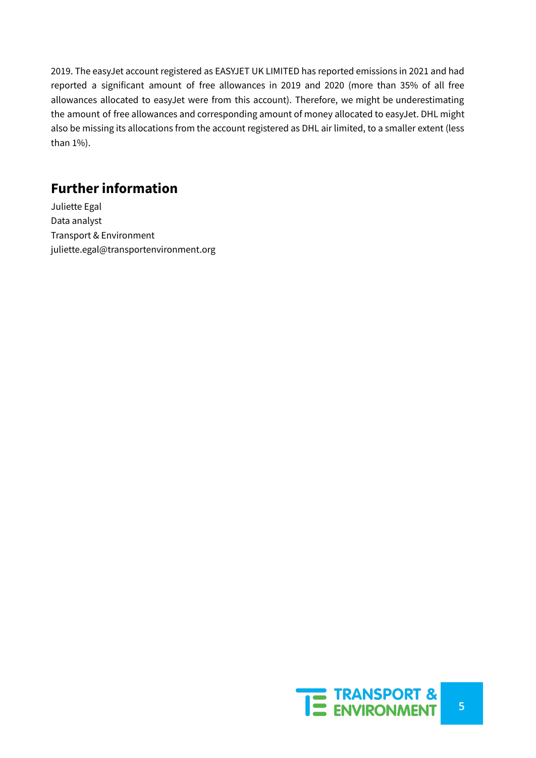2019. The easyJet account registered as EASYJET UK LIMITED has reported emissions in 2021 and had reported a significant amount of free allowances in 2019 and 2020 (more than 35% of all free allowances allocated to easyJet were from this account). Therefore, we might be underestimating the amount of free allowances and corresponding amount of money allocated to easyJet. DHL might also be missing its allocations from the account registered as DHL air limited, to a smaller extent (less than 1%).

## Further information

Juliette Egal  
Data analyst  
Transport & Environment  
juliette.egal@transportenvironment.org